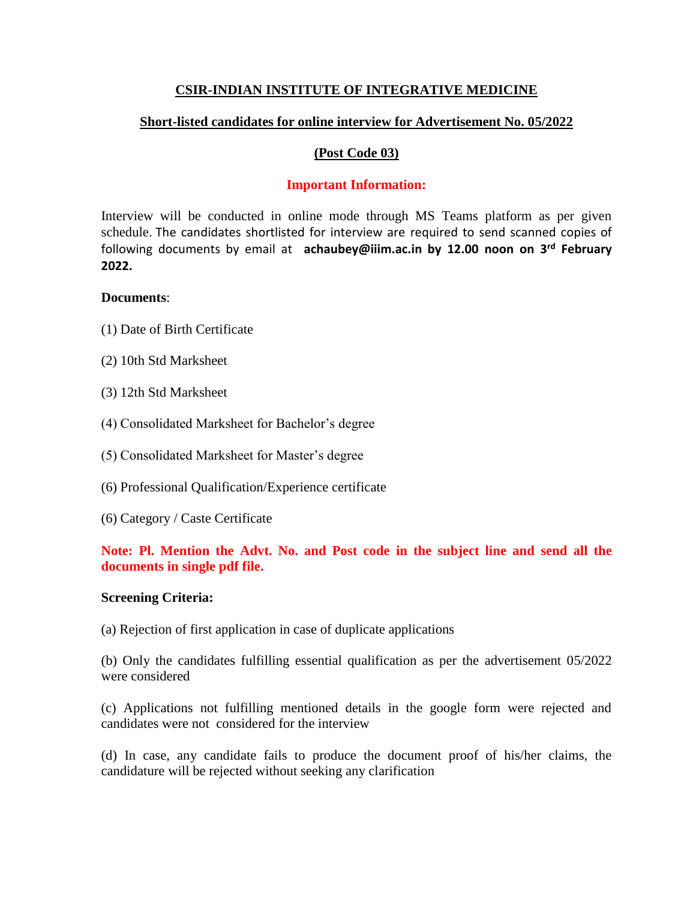# CSIR-INDIAN INSTITUTE OF INTEGRATIVE MEDICINE

## Short-listed candidates for online interview for Advertisement No. 05/2022

## (Post Code 03)

### Important Information:

Interview will be conducted in online mode through MS Teams platform as per given schedule. The candidates shortlisted for interview are required to send scanned copies of following documents by email at **achaubey@iiim.ac.in by 12.00 noon on 3rd February 2022.**

**Documents**:

(1) Date of Birth Certificate

(2) 10th Std Marksheet

(3) 12th Std Marksheet

(4) Consolidated Marksheet for Bachelor's degree

(5) Consolidated Marksheet for Master's degree

(6) Professional Qualification/Experience certificate

(6) Category / Caste Certificate

**Note: Pl. Mention the Advt. No. and Post code in the subject line and send all the documents in single pdf file.**

**Screening Criteria:**

(a) Rejection of first application in case of duplicate applications

(b) Only the candidates fulfilling essential qualification as per the advertisement 05/2022 were considered

(c) Applications not fulfilling mentioned details in the google form were rejected and candidates were not considered for the interview

(d) In case, any candidate fails to produce the document proof of his/her claims, the candidature will be rejected without seeking any clarification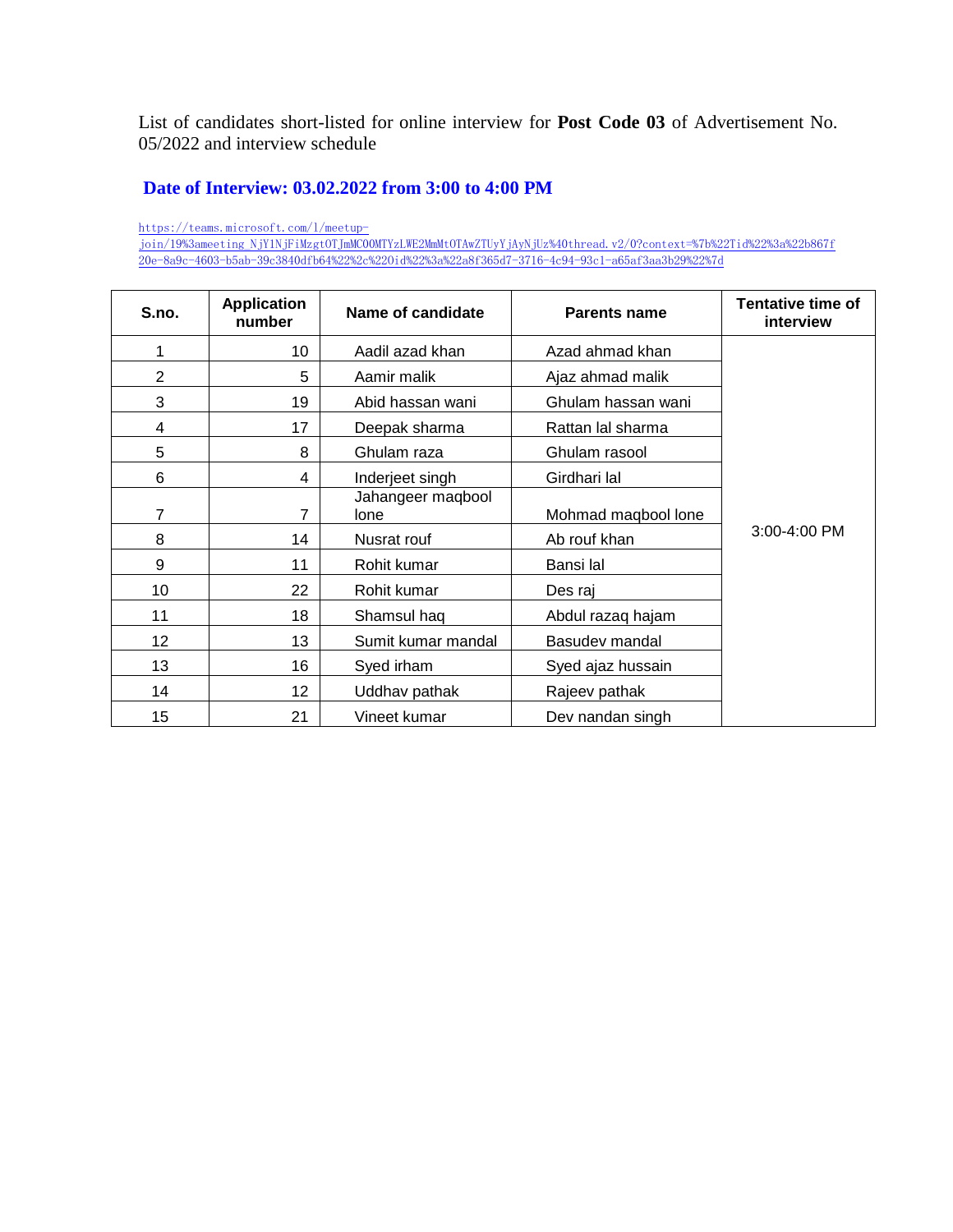List of candidates short-listed for online interview for **Post Code 03** of Advertisement No. 05/2022 and interview schedule

**Date of Interview: 03.02.2022 from 3:00 to 4:00 PM**

https://teams.microsoft.com/l/meetup-join/19%3ameeting_NjY1NjFiMzgtOTJmMC00MTYzLWE2MmMtOTAwZTUyYjAyNjUz%40thread.v2/0?context=%7b%22Tid%22%3a%22b867f20e-8a9c-4603-b5ab-39c3840dfb64%22%2c%22Oid%22%3a%22a8f365d7-3716-4c94-93c1-a65af3aa3b29%22%7d

| S.no. | Application number | Name of candidate | Parents name | Tentative time of interview |
|---|---|---|---|---|
| 1 | 10 | Aadil azad khan | Azad ahmad khan | 3:00-4:00 PM |
| 2 | 5 | Aamir malik | Ajaz ahmad malik | |
| 3 | 19 | Abid hassan wani | Ghulam hassan wani | |
| 4 | 17 | Deepak sharma | Rattan lal sharma | |
| 5 | 8 | Ghulam raza | Ghulam rasool | |
| 6 | 4 | Inderjeet singh | Girdhari lal | |
| 7 | 7 | Jahangeer maqbool lone | Mohmad maqbool lone | |
| 8 | 14 | Nusrat rouf | Ab rouf khan | |
| 9 | 11 | Rohit kumar | Bansi lal | |
| 10 | 22 | Rohit kumar | Des raj | |
| 11 | 18 | Shamsul haq | Abdul razaq hajam | |
| 12 | 13 | Sumit kumar mandal | Basudev mandal | |
| 13 | 16 | Syed irham | Syed ajaz hussain | |
| 14 | 12 | Uddhav pathak | Rajeev pathak | |
| 15 | 21 | Vineet kumar | Dev nandan singh | |